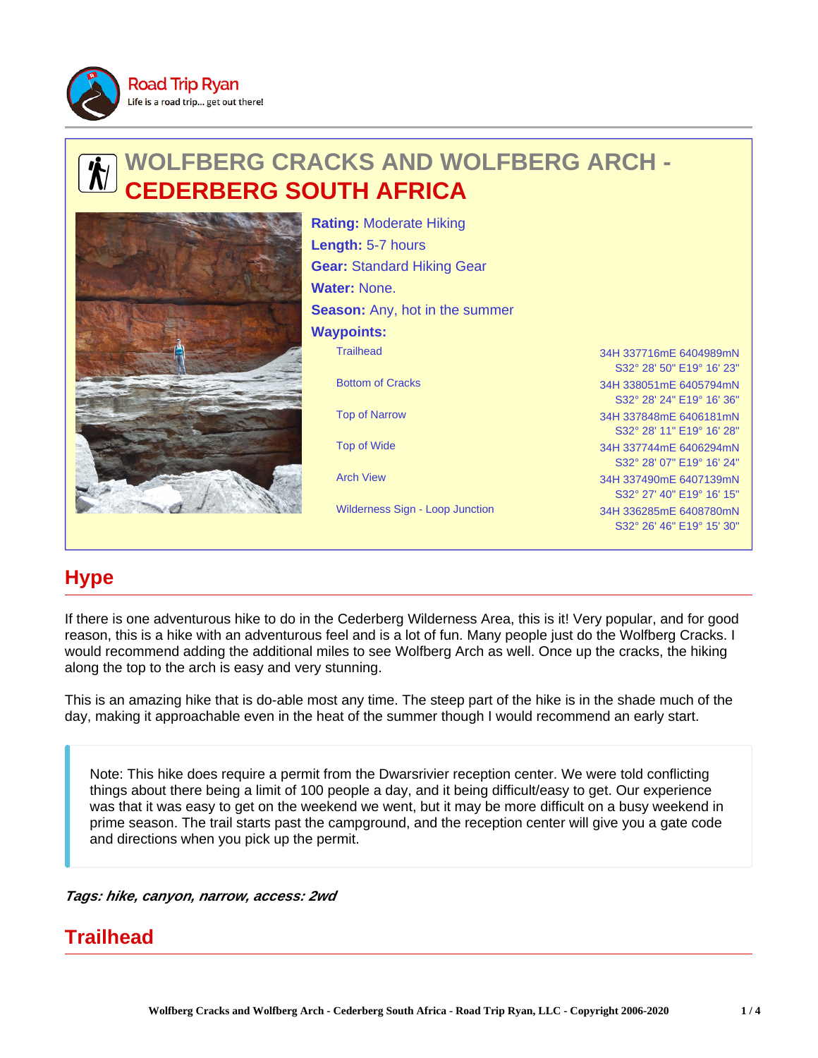Road Trip Ryan
Life is a road trip... get out there!

# WOLFBERG CRACKS AND WOLFBERG ARCH - CEDERBERG SOUTH AFRICA

**Rating:** Moderate Hiking
**Length:** 5-7 hours
**Gear:** Standard Hiking Gear
**Water:** None.
**Season:** Any, hot in the summer
**Waypoints:**

| Waypoint | Coordinates |
| --- | --- |
| Trailhead | 34H 337716mE 6404989mN S32° 28' 50" E19° 16' 23" |
| Bottom of Cracks | 34H 338051mE 6405794mN S32° 28' 24" E19° 16' 36" |
| Top of Narrow | 34H 337848mE 6406181mN S32° 28' 11" E19° 16' 28" |
| Top of Wide | 34H 337744mE 6406294mN S32° 28' 07" E19° 16' 24" |
| Arch View | 34H 337490mE 6407139mN S32° 27' 40" E19° 16' 15" |
| Wilderness Sign - Loop Junction | 34H 336285mE 6408780mN S32° 26' 46" E19° 15' 30" |

## Hype

If there is one adventurous hike to do in the Cederberg Wilderness Area, this is it! Very popular, and for good reason, this is a hike with an adventurous feel and is a lot of fun. Many people just do the Wolfberg Cracks. I would recommend adding the additional miles to see Wolfberg Arch as well. Once up the cracks, the hiking along the top to the arch is easy and very stunning.

This is an amazing hike that is do-able most any time. The steep part of the hike is in the shade much of the day, making it approachable even in the heat of the summer though I would recommend an early start.

> Note: This hike does require a permit from the Dwarsrivier reception center. We were told conflicting things about there being a limit of 100 people a day, and it being difficult/easy to get. Our experience was that it was easy to get on the weekend we went, but it may be more difficult on a busy weekend in prime season. The trail starts past the campground, and the reception center will give you a gate code and directions when you pick up the permit.

***Tags: hike, canyon, narrow, access: 2wd***

## Trailhead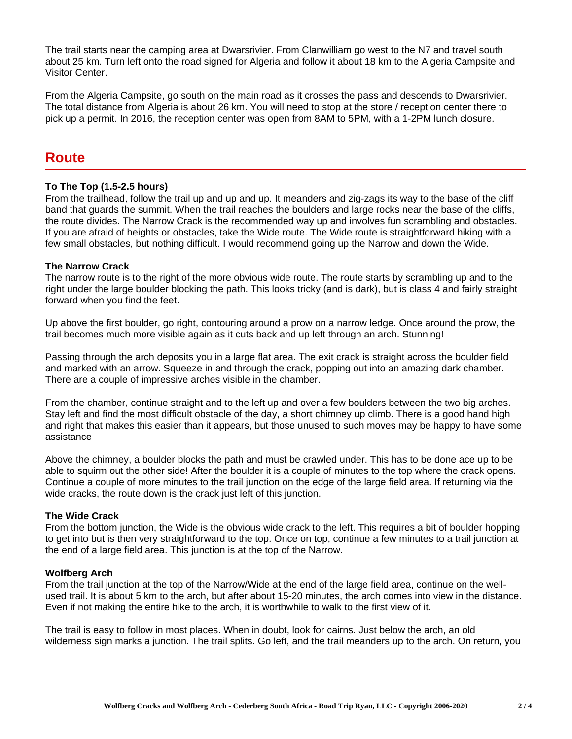The trail starts near the camping area at Dwarsrivier. From Clanwilliam go west to the N7 and travel south about 25 km. Turn left onto the road signed for Algeria and follow it about 18 km to the Algeria Campsite and Visitor Center.

From the Algeria Campsite, go south on the main road as it crosses the pass and descends to Dwarsrivier. The total distance from Algeria is about 26 km. You will need to stop at the store / reception center there to pick up a permit. In 2016, the reception center was open from 8AM to 5PM, with a 1-2PM lunch closure.

## Route

**To The Top (1.5-2.5 hours)**
From the trailhead, follow the trail up and up and up. It meanders and zig-zags its way to the base of the cliff band that guards the summit. When the trail reaches the boulders and large rocks near the base of the cliffs, the route divides. The Narrow Crack is the recommended way up and involves fun scrambling and obstacles. If you are afraid of heights or obstacles, take the Wide route. The Wide route is straightforward hiking with a few small obstacles, but nothing difficult. I would recommend going up the Narrow and down the Wide.

**The Narrow Crack**
The narrow route is to the right of the more obvious wide route. The route starts by scrambling up and to the right under the large boulder blocking the path. This looks tricky (and is dark), but is class 4 and fairly straight forward when you find the feet.

Up above the first boulder, go right, contouring around a prow on a narrow ledge. Once around the prow, the trail becomes much more visible again as it cuts back and up left through an arch. Stunning!

Passing through the arch deposits you in a large flat area. The exit crack is straight across the boulder field and marked with an arrow. Squeeze in and through the crack, popping out into an amazing dark chamber. There are a couple of impressive arches visible in the chamber.

From the chamber, continue straight and to the left up and over a few boulders between the two big arches. Stay left and find the most difficult obstacle of the day, a short chimney up climb. There is a good hand high and right that makes this easier than it appears, but those unused to such moves may be happy to have some assistance

Above the chimney, a boulder blocks the path and must be crawled under. This has to be done ace up to be able to squirm out the other side! After the boulder it is a couple of minutes to the top where the crack opens. Continue a couple of more minutes to the trail junction on the edge of the large field area. If returning via the wide cracks, the route down is the crack just left of this junction.

**The Wide Crack**
From the bottom junction, the Wide is the obvious wide crack to the left. This requires a bit of boulder hopping to get into but is then very straightforward to the top. Once on top, continue a few minutes to a trail junction at the end of a large field area. This junction is at the top of the Narrow.

**Wolfberg Arch**
From the trail junction at the top of the Narrow/Wide at the end of the large field area, continue on the well-used trail. It is about 5 km to the arch, but after about 15-20 minutes, the arch comes into view in the distance. Even if not making the entire hike to the arch, it is worthwhile to walk to the first view of it.

The trail is easy to follow in most places. When in doubt, look for cairns. Just below the arch, an old wilderness sign marks a junction. The trail splits. Go left, and the trail meanders up to the arch. On return, you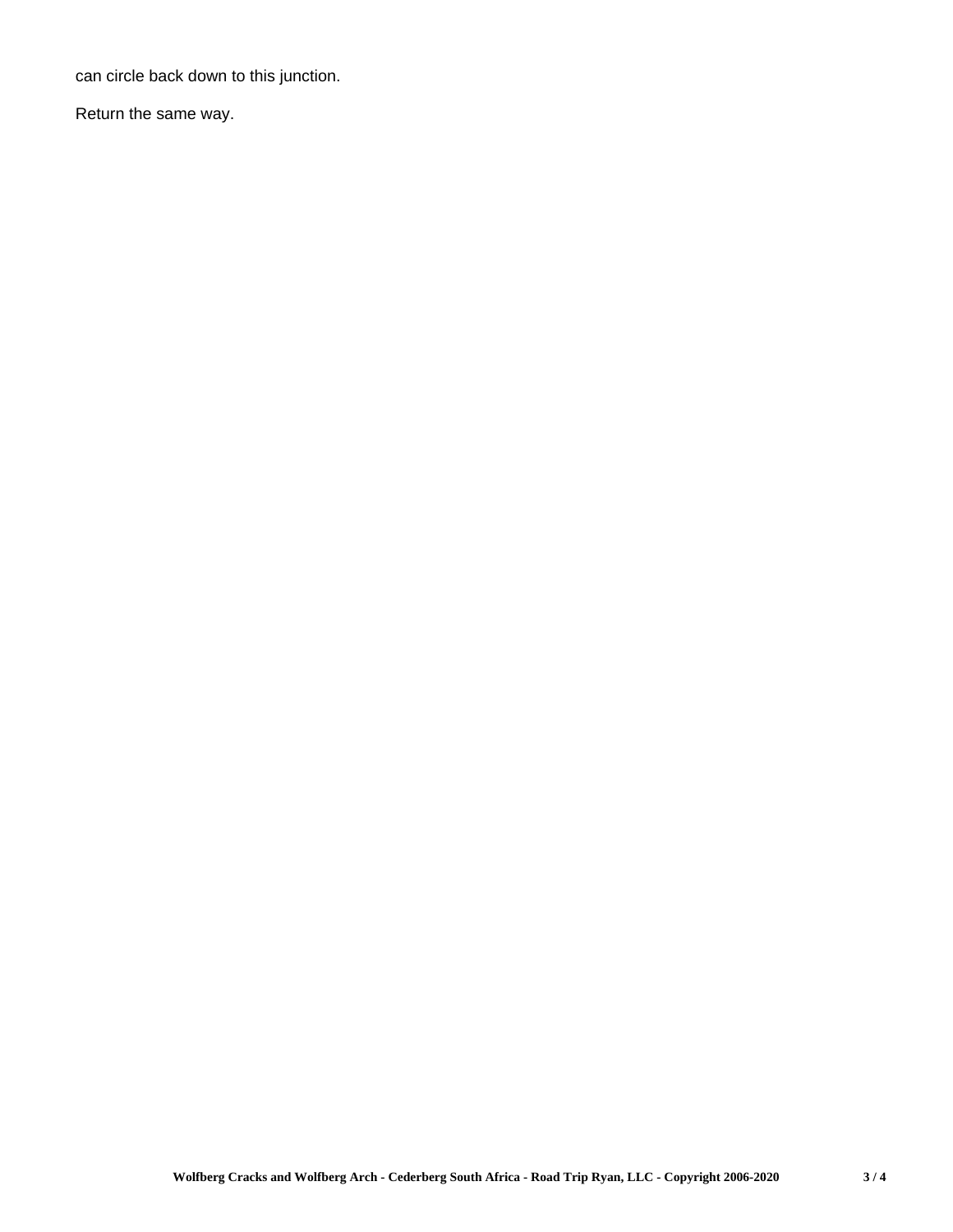can circle back down to this junction.

Return the same way.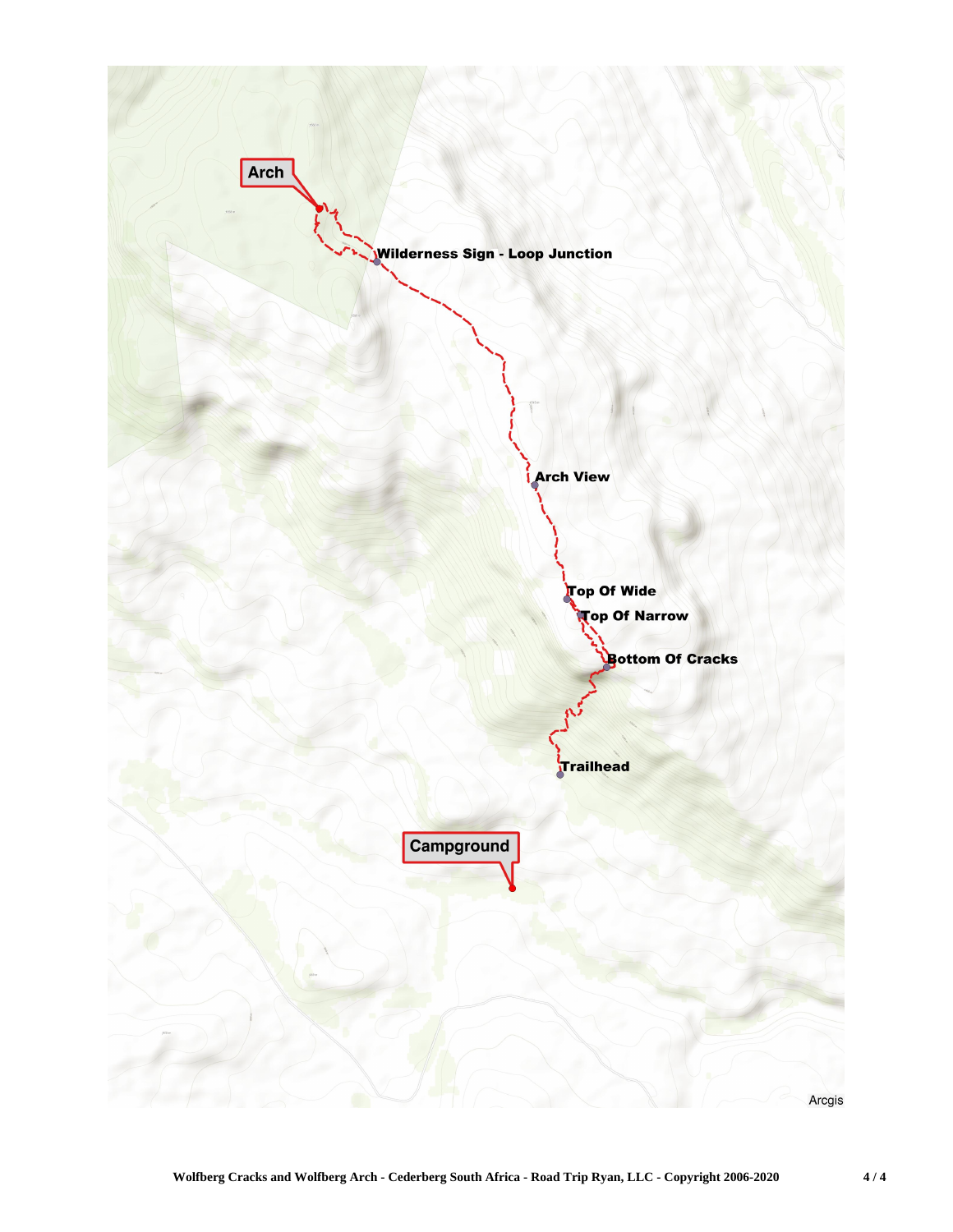Arch

Wilderness Sign - Loop Junction

Arch View

Top Of Wide

Top Of Narrow

Bottom Of Cracks

Trailhead

Campground

Arcgis